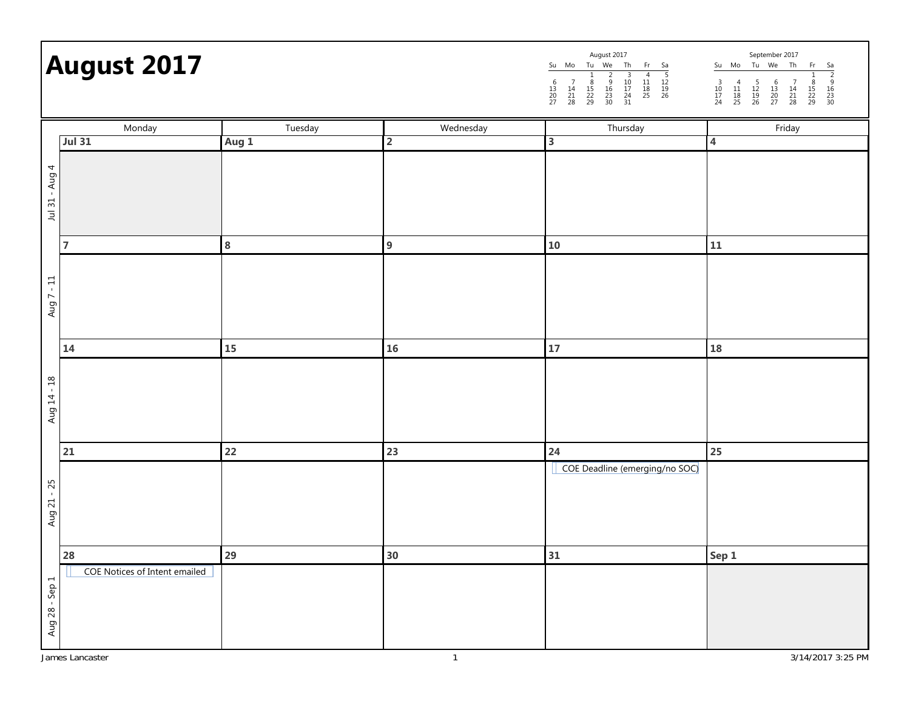# August 2017

| August 2017 | | | | | | |
|---|---|---|---|---|---|---|
| Su | Mo | Tu | We | Th | Fr | Sa |
| | | 1 | 2 | 3 | 4 | 5 |
| 6 | 7 | 8 | 9 | 10 | 11 | 12 |
| 13 | 14 | 15 | 16 | 17 | 18 | 19 |
| 20 | 21 | 22 | 23 | 24 | 25 | 26 |
| 27 | 28 | 29 | 30 | 31 | | |

| September 2017 | | | | | | |
|---|---|---|---|---|---|---|
| Su | Mo | Tu | We | Th | Fr | Sa |
| | | | | | 1 | 2 |
| 3 | 4 | 5 | 6 | 7 | 8 | 9 |
| 10 | 11 | 12 | 13 | 14 | 15 | 16 |
| 17 | 18 | 19 | 20 | 21 | 22 | 23 |
| 24 | 25 | 26 | 27 | 28 | 29 | 30 |

| Week | Monday | Tuesday | Wednesday | Thursday | Friday |
|---|---|---|---|---|---|
| Jul 31 - Aug 4 | **Jul 31** | **Aug 1** | **2** | **3** | **4** |
| Aug 7 - 11 | **7** | **8** | **9** | **10** | **11** |
| Aug 14 - 18 | **14** | **15** | **16** | **17** | **18** |
| Aug 21 - 25 | **21** | **22** | **23** | **24** COE Deadline (emerging/no SOC) | **25** |
| Aug 28 - Sep 1 | **28** COE Notices of Intent emailed | **29** | **30** | **31** | **Sep 1** |

James Lancaster

3/14/2017 3:25 PM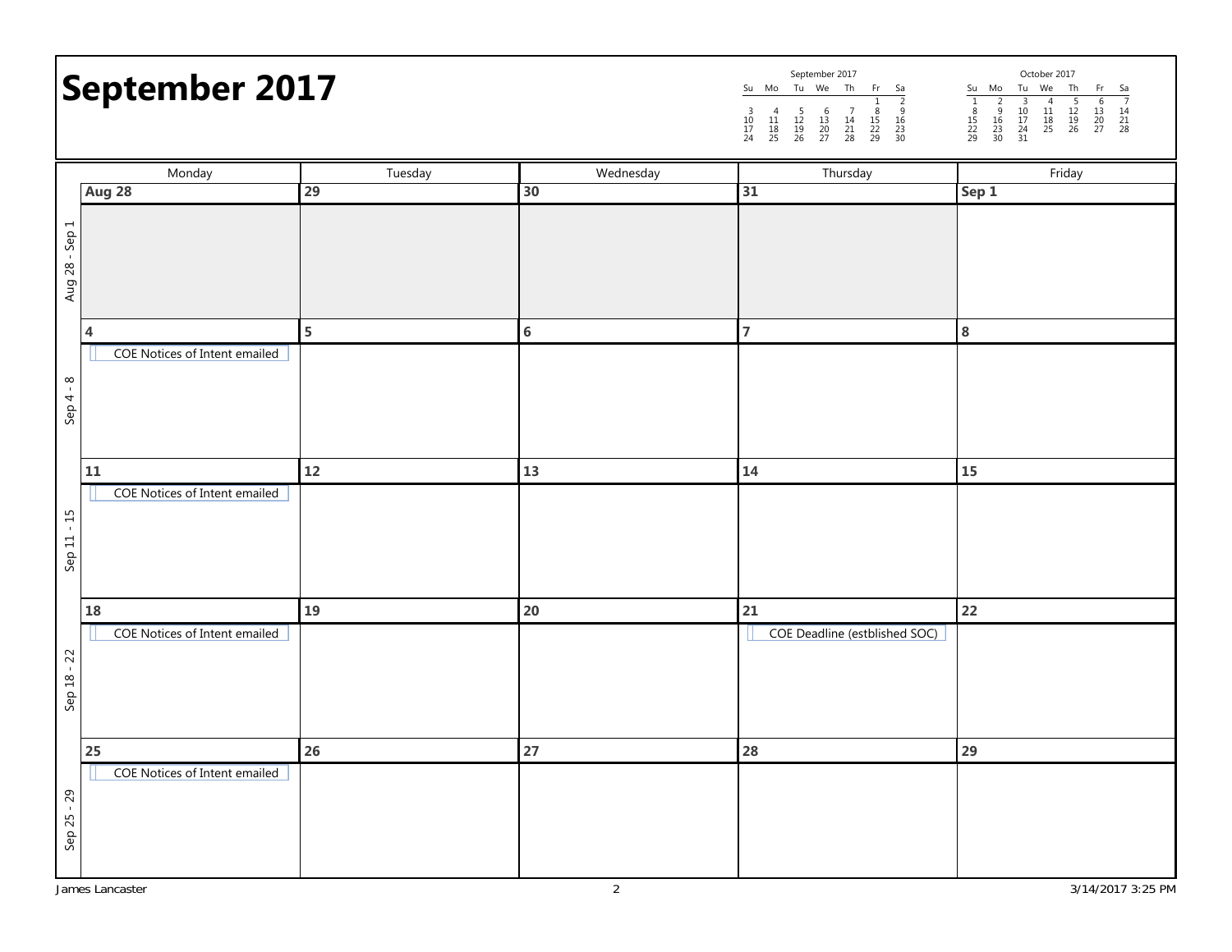# September 2017

| Week | Monday | Tuesday | Wednesday | Thursday | Friday |
|---|---|---|---|---|---|
| Aug 28 - Sep 1 | Aug 28 | 29 | 30 | 31 | Sep 1 |
| Sep 4 - 8 | 4<br>COE Notices of Intent emailed | 5 | 6 | 7 | 8 |
| Sep 11 - 15 | 11<br>COE Notices of Intent emailed | 12 | 13 | 14 | 15 |
| Sep 18 - 22 | 18<br>COE Notices of Intent emailed | 19 | 20 | 21<br>COE Deadline (estblished SOC) | 22 |
| Sep 25 - 29 | 25<br>COE Notices of Intent emailed | 26 | 27 | 28 | 29 |

**September 2017**

| Su | Mo | Tu | We | Th | Fr | Sa |
|---|---|---|---|---|---|---|
| | | | | | 1 | 2 |
| 3 | 4 | 5 | 6 | 7 | 8 | 9 |
| 10 | 11 | 12 | 13 | 14 | 15 | 16 |
| 17 | 18 | 19 | 20 | 21 | 22 | 23 |
| 24 | 25 | 26 | 27 | 28 | 29 | 30 |

**October 2017**

| Su | Mo | Tu | We | Th | Fr | Sa |
|---|---|---|---|---|---|---|
| 1 | 2 | 3 | 4 | 5 | 6 | 7 |
| 8 | 9 | 10 | 11 | 12 | 13 | 14 |
| 15 | 16 | 17 | 18 | 19 | 20 | 21 |
| 22 | 23 | 24 | 25 | 26 | 27 | 28 |
| 29 | 30 | 31 | | | | |

James Lancaster

3/14/2017 3:25 PM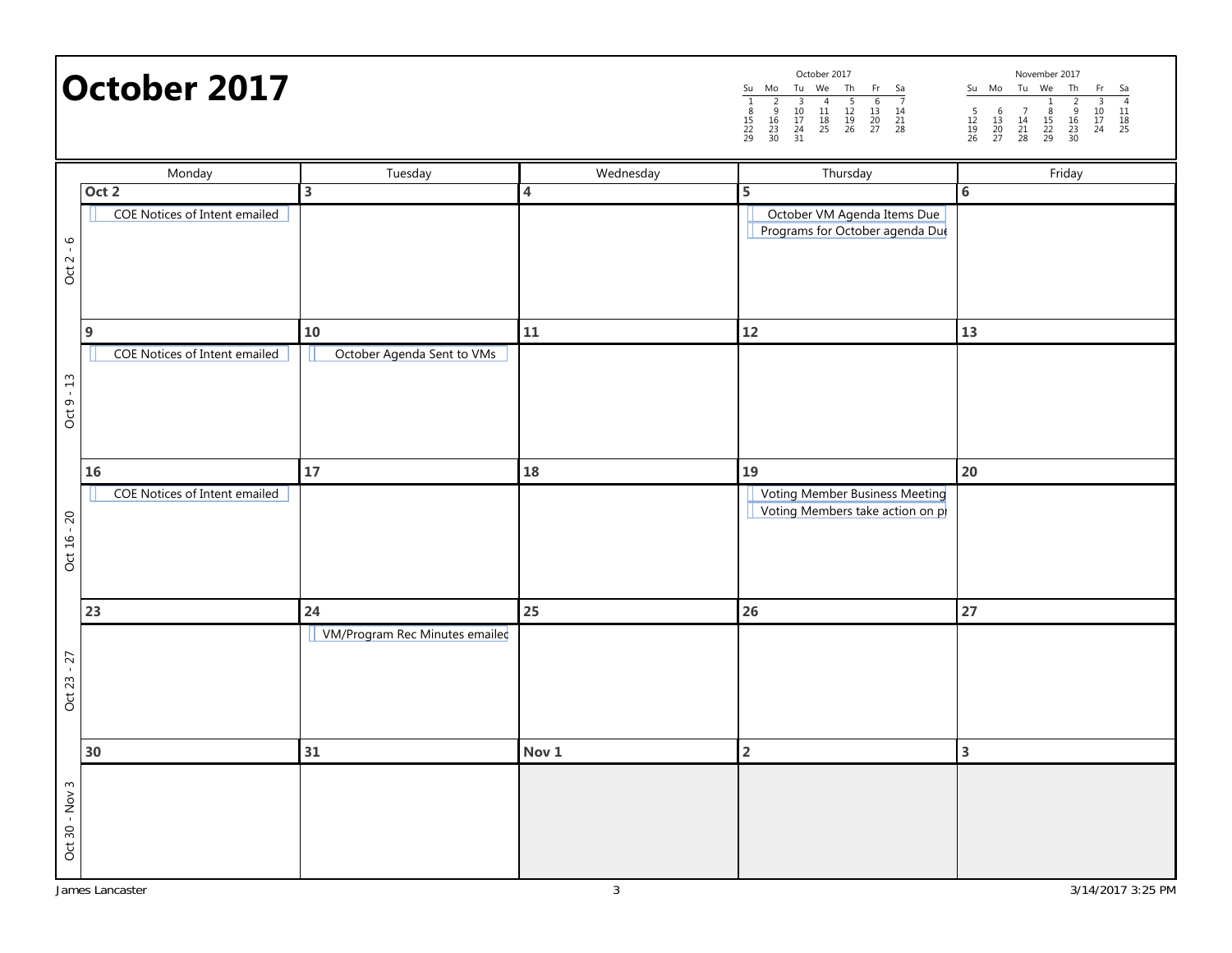# October 2017

October 2017

| Su | Mo | Tu | We | Th | Fr | Sa |
|---|---|---|---|---|---|---|
| 1 | 2 | 3 | 4 | 5 | 6 | 7 |
| 8 | 9 | 10 | 11 | 12 | 13 | 14 |
| 15 | 16 | 17 | 18 | 19 | 20 | 21 |
| 22 | 23 | 24 | 25 | 26 | 27 | 28 |
| 29 | 30 | 31 | | | | |

November 2017

| Su | Mo | Tu | We | Th | Fr | Sa |
|---|---|---|---|---|---|---|
| | | | 1 | 2 | 3 | 4 |
| 5 | 6 | 7 | 8 | 9 | 10 | 11 |
| 12 | 13 | 14 | 15 | 16 | 17 | 18 |
| 19 | 20 | 21 | 22 | 23 | 24 | 25 |
| 26 | 27 | 28 | 29 | 30 | | |

| | Monday | Tuesday | Wednesday | Thursday | Friday |
|---|---|---|---|---|---|
| Oct 2 - 6 | **Oct 2**<br>COE Notices of Intent emailed | **3** | **4** | **5**<br>October VM Agenda Items Due<br>Programs for October agenda Due | **6** |
| Oct 9 - 13 | **9**<br>COE Notices of Intent emailed | **10**<br>October Agenda Sent to VMs | **11** | **12** | **13** |
| Oct 16 - 20 | **16**<br>COE Notices of Intent emailed | **17** | **18** | **19**<br>Voting Member Business Meeting<br>Voting Members take action on pr | **20** |
| Oct 23 - 27 | **23** | **24**<br>VM/Program Rec Minutes emailed | **25** | **26** | **27** |
| Oct 30 - Nov 3 | **30** | **31** | **Nov 1** | **2** | **3** |

James Lancaster

3/14/2017 3:25 PM